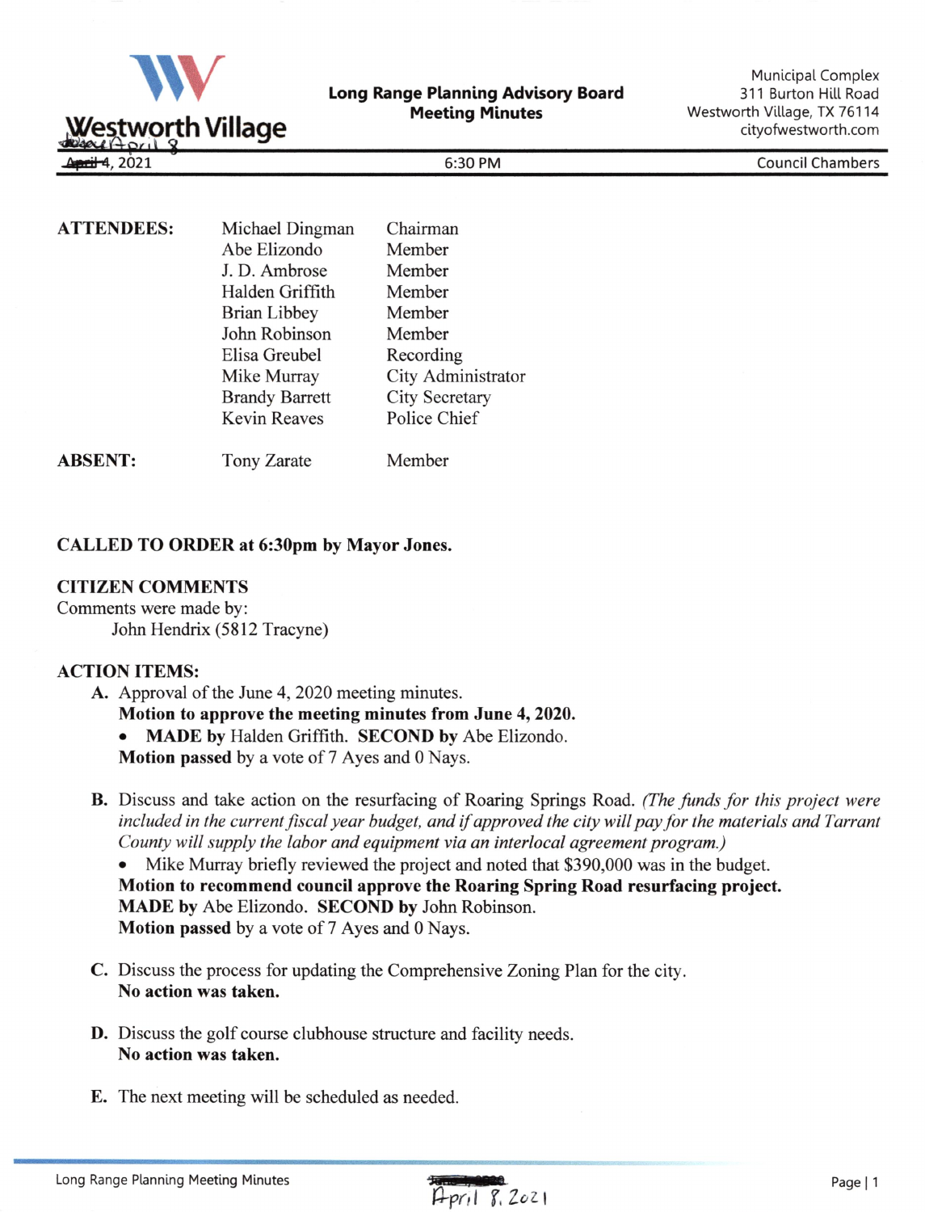Westworth Village

**Long Range Planning Advisory Board**
**Meeting Minutes**

Municipal Complex
311 Burton Hill Road
Westworth Village, TX 76114
cityofwestworth.com

~~June~~ April 8
~~April 4~~, 2021 | 6:30 PM | Council Chambers

| **ATTENDEES:** | Michael Dingman | Chairman |
|---|---|---|
| | Abe Elizondo | Member |
| | J. D. Ambrose | Member |
| | Halden Griffith | Member |
| | Brian Libbey | Member |
| | John Robinson | Member |
| | Elisa Greubel | Recording |
| | Mike Murray | City Administrator |
| | Brandy Barrett | City Secretary |
| | Kevin Reaves | Police Chief |
| **ABSENT:** | Tony Zarate | Member |

**CALLED TO ORDER at 6:30pm by Mayor Jones.**

**CITIZEN COMMENTS**

Comments were made by:

John Hendrix (5812 Tracyne)

**ACTION ITEMS:**

**A.** Approval of the June 4, 2020 meeting minutes.
**Motion to approve the meeting minutes from June 4, 2020.**
- **MADE by** Halden Griffith. **SECOND by** Abe Elizondo.

**Motion passed** by a vote of 7 Ayes and 0 Nays.

**B.** Discuss and take action on the resurfacing of Roaring Springs Road. *(The funds for this project were included in the current fiscal year budget, and if approved the city will pay for the materials and Tarrant County will supply the labor and equipment via an interlocal agreement program.)*
- Mike Murray briefly reviewed the project and noted that $390,000 was in the budget.

**Motion to recommend council approve the Roaring Spring Road resurfacing project.**
**MADE by** Abe Elizondo. **SECOND by** John Robinson.
**Motion passed** by a vote of 7 Ayes and 0 Nays.

**C.** Discuss the process for updating the Comprehensive Zoning Plan for the city.
**No action was taken.**

**D.** Discuss the golf course clubhouse structure and facility needs.
**No action was taken.**

**E.** The next meeting will be scheduled as needed.

Long Range Planning Meeting Minutes ~~June 4, 2020~~ April 8, 2021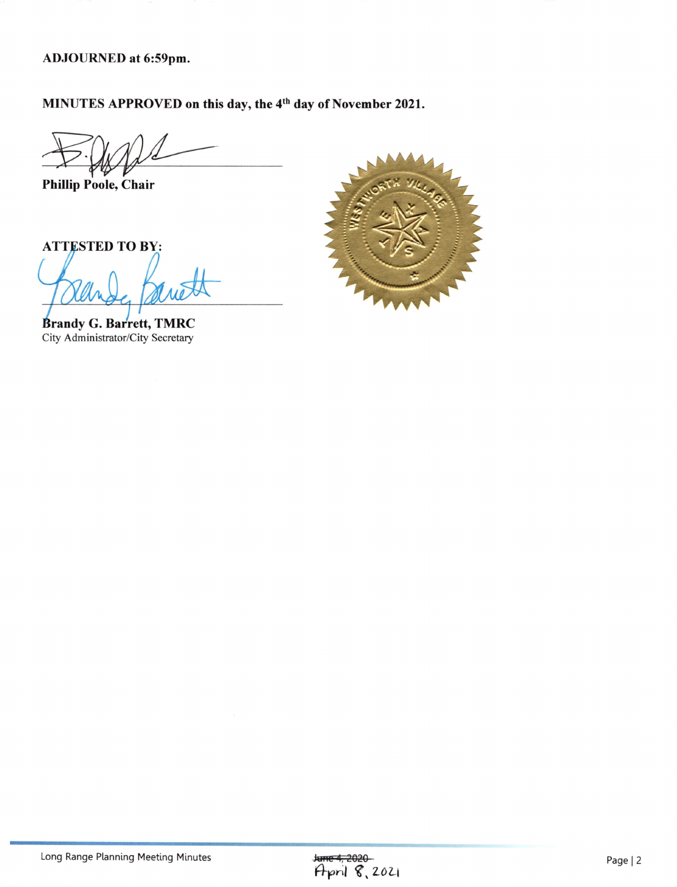**ADJOURNED at 6:59pm.**

**MINUTES APPROVED on this day, the 4th day of November 2021.**

**Phillip Poole, Chair**

**ATTESTED TO BY:**

**Brandy G. Barrett, TMRC**
City Administrator/City Secretary